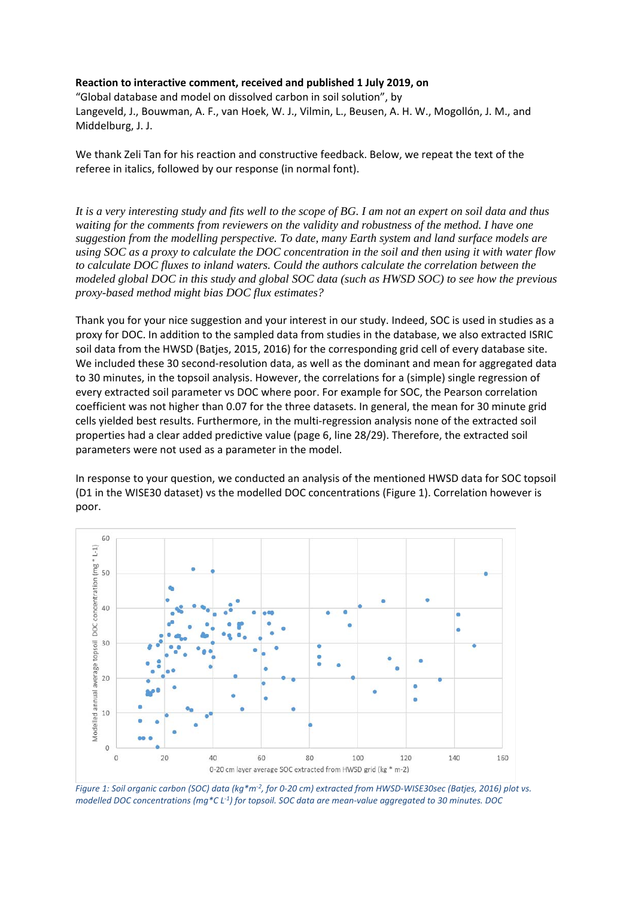**Reaction to interactive comment, received and published 1 July 2019, on**
"Global database and model on dissolved carbon in soil solution", by
Langeveld, J., Bouwman, A. F., van Hoek, W. J., Vilmin, L., Beusen, A. H. W., Mogollón, J. M., and Middelburg, J. J.

We thank Zeli Tan for his reaction and constructive feedback. Below, we repeat the text of the referee in italics, followed by our response (in normal font).

*It is a very interesting study and fits well to the scope of BG. I am not an expert on soil data and thus waiting for the comments from reviewers on the validity and robustness of the method. I have one suggestion from the modelling perspective. To date, many Earth system and land surface models are using SOC as a proxy to calculate the DOC concentration in the soil and then using it with water flow to calculate DOC fluxes to inland waters. Could the authors calculate the correlation between the modeled global DOC in this study and global SOC data (such as HWSD SOC) to see how the previous proxy-based method might bias DOC flux estimates?*

Thank you for your nice suggestion and your interest in our study. Indeed, SOC is used in studies as a proxy for DOC. In addition to the sampled data from studies in the database, we also extracted ISRIC soil data from the HWSD (Batjes, 2015, 2016) for the corresponding grid cell of every database site. We included these 30 second-resolution data, as well as the dominant and mean for aggregated data to 30 minutes, in the topsoil analysis. However, the correlations for a (simple) single regression of every extracted soil parameter vs DOC where poor. For example for SOC, the Pearson correlation coefficient was not higher than 0.07 for the three datasets. In general, the mean for 30 minute grid cells yielded best results. Furthermore, in the multi-regression analysis none of the extracted soil properties had a clear added predictive value (page 6, line 28/29). Therefore, the extracted soil parameters were not used as a parameter in the model.

In response to your question, we conducted an analysis of the mentioned HWSD data for SOC topsoil (D1 in the WISE30 dataset) vs the modelled DOC concentrations (Figure 1). Correlation however is poor.

*Figure 1: Soil organic carbon (SOC) data (kg*m$^{-2}$, for 0-20 cm) extracted from HWSD-WISE30sec (Batjes, 2016) plot vs. modelled DOC concentrations (mg*C L$^{-1}$) for topsoil. SOC data are mean-value aggregated to 30 minutes. DOC*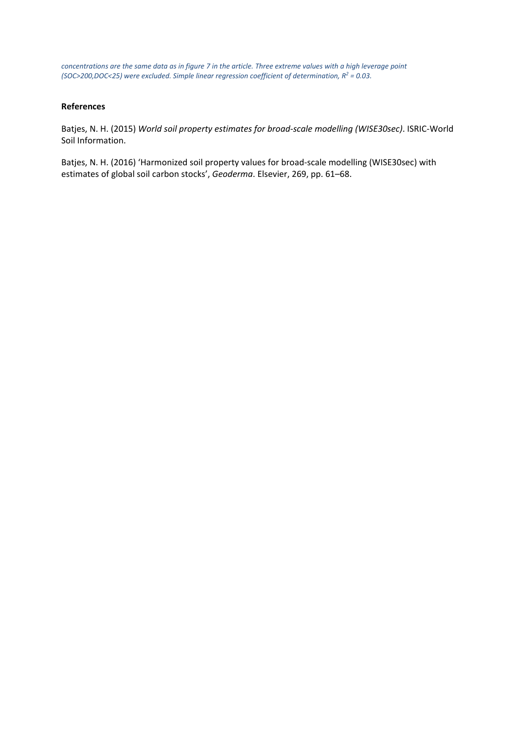*concentrations are the same data as in figure 7 in the article. Three extreme values with a high leverage point (SOC>200,DOC<25) were excluded. Simple linear regression coefficient of determination, $R^2 = 0.03$.*

**References**

Batjes, N. H. (2015) *World soil property estimates for broad-scale modelling (WISE30sec)*. ISRIC-World Soil Information.

Batjes, N. H. (2016) 'Harmonized soil property values for broad-scale modelling (WISE30sec) with estimates of global soil carbon stocks', *Geoderma*. Elsevier, 269, pp. 61–68.